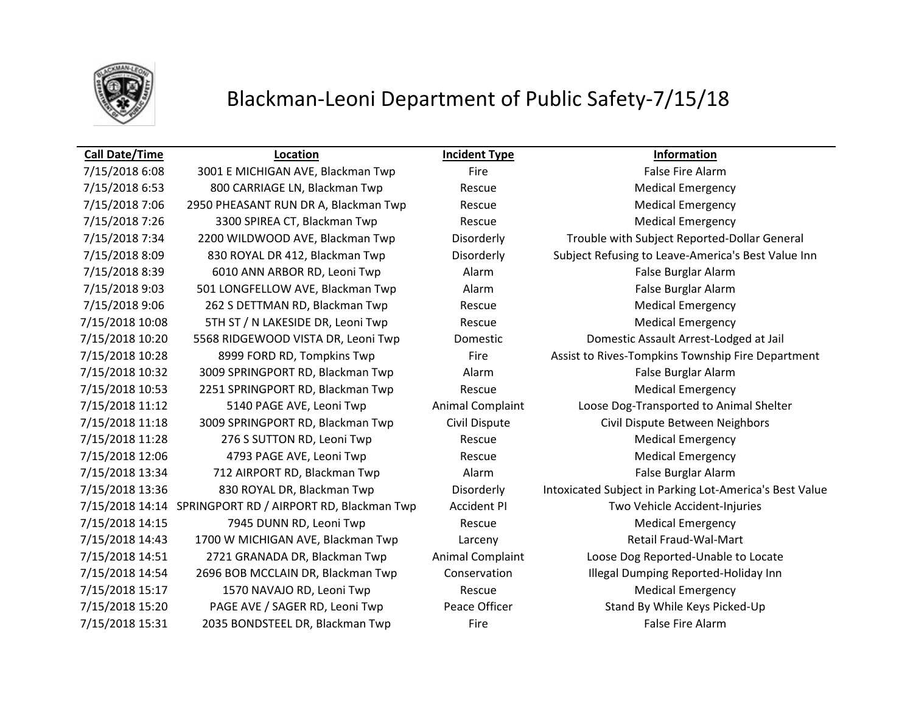# Blackman-Leoni Department of Public Safety-7/15/18

| Call Date/Time | Location | Incident Type | Information |
|---|---|---|---|
| 7/15/2018 6:08 | 3001 E MICHIGAN AVE, Blackman Twp | Fire | False Fire Alarm |
| 7/15/2018 6:53 | 800 CARRIAGE LN, Blackman Twp | Rescue | Medical Emergency |
| 7/15/2018 7:06 | 2950 PHEASANT RUN DR A, Blackman Twp | Rescue | Medical Emergency |
| 7/15/2018 7:26 | 3300 SPIREA CT, Blackman Twp | Rescue | Medical Emergency |
| 7/15/2018 7:34 | 2200 WILDWOOD AVE, Blackman Twp | Disorderly | Trouble with Subject Reported-Dollar General |
| 7/15/2018 8:09 | 830 ROYAL DR 412, Blackman Twp | Disorderly | Subject Refusing to Leave-America's Best Value Inn |
| 7/15/2018 8:39 | 6010 ANN ARBOR RD, Leoni Twp | Alarm | False Burglar Alarm |
| 7/15/2018 9:03 | 501 LONGFELLOW AVE, Blackman Twp | Alarm | False Burglar Alarm |
| 7/15/2018 9:06 | 262 S DETTMAN RD, Blackman Twp | Rescue | Medical Emergency |
| 7/15/2018 10:08 | 5TH ST / N LAKESIDE DR, Leoni Twp | Rescue | Medical Emergency |
| 7/15/2018 10:20 | 5568 RIDGEWOOD VISTA DR, Leoni Twp | Domestic | Domestic Assault Arrest-Lodged at Jail |
| 7/15/2018 10:28 | 8999 FORD RD, Tompkins Twp | Fire | Assist to Rives-Tompkins Township Fire Department |
| 7/15/2018 10:32 | 3009 SPRINGPORT RD, Blackman Twp | Alarm | False Burglar Alarm |
| 7/15/2018 10:53 | 2251 SPRINGPORT RD, Blackman Twp | Rescue | Medical Emergency |
| 7/15/2018 11:12 | 5140 PAGE AVE, Leoni Twp | Animal Complaint | Loose Dog-Transported to Animal Shelter |
| 7/15/2018 11:18 | 3009 SPRINGPORT RD, Blackman Twp | Civil Dispute | Civil Dispute Between Neighbors |
| 7/15/2018 11:28 | 276 S SUTTON RD, Leoni Twp | Rescue | Medical Emergency |
| 7/15/2018 12:06 | 4793 PAGE AVE, Leoni Twp | Rescue | Medical Emergency |
| 7/15/2018 13:34 | 712 AIRPORT RD, Blackman Twp | Alarm | False Burglar Alarm |
| 7/15/2018 13:36 | 830 ROYAL DR, Blackman Twp | Disorderly | Intoxicated Subject in Parking Lot-America's Best Value |
| 7/15/2018 14:14 | SPRINGPORT RD / AIRPORT RD, Blackman Twp | Accident PI | Two Vehicle Accident-Injuries |
| 7/15/2018 14:15 | 7945 DUNN RD, Leoni Twp | Rescue | Medical Emergency |
| 7/15/2018 14:43 | 1700 W MICHIGAN AVE, Blackman Twp | Larceny | Retail Fraud-Wal-Mart |
| 7/15/2018 14:51 | 2721 GRANADA DR, Blackman Twp | Animal Complaint | Loose Dog Reported-Unable to Locate |
| 7/15/2018 14:54 | 2696 BOB MCCLAIN DR, Blackman Twp | Conservation | Illegal Dumping Reported-Holiday Inn |
| 7/15/2018 15:17 | 1570 NAVAJO RD, Leoni Twp | Rescue | Medical Emergency |
| 7/15/2018 15:20 | PAGE AVE / SAGER RD, Leoni Twp | Peace Officer | Stand By While Keys Picked-Up |
| 7/15/2018 15:31 | 2035 BONDSTEEL DR, Blackman Twp | Fire | False Fire Alarm |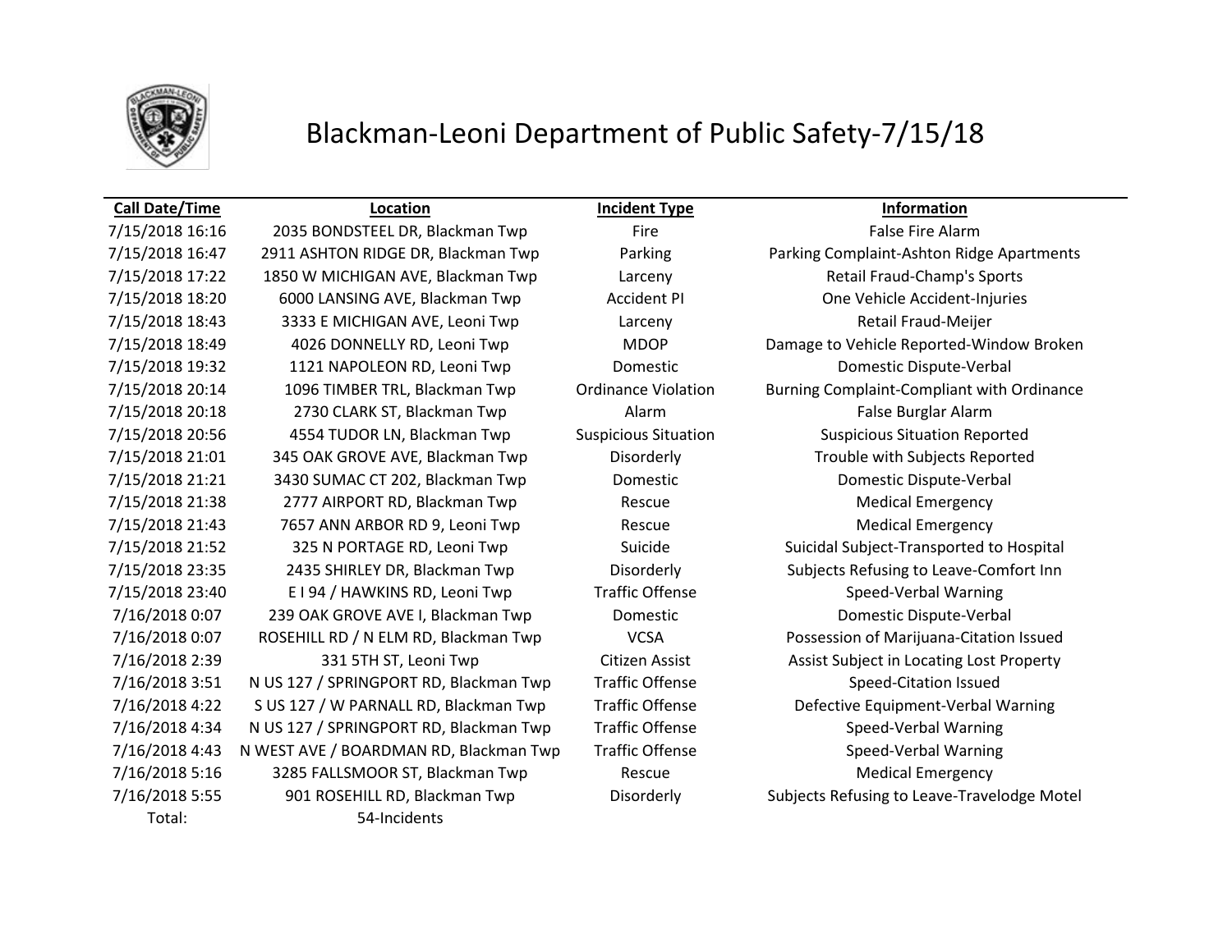# Blackman-Leoni Department of Public Safety-7/15/18

| Call Date/Time | Location | Incident Type | Information |
|---|---|---|---|
| 7/15/2018 16:16 | 2035 BONDSTEEL DR, Blackman Twp | Fire | False Fire Alarm |
| 7/15/2018 16:47 | 2911 ASHTON RIDGE DR, Blackman Twp | Parking | Parking Complaint-Ashton Ridge Apartments |
| 7/15/2018 17:22 | 1850 W MICHIGAN AVE, Blackman Twp | Larceny | Retail Fraud-Champ's Sports |
| 7/15/2018 18:20 | 6000 LANSING AVE, Blackman Twp | Accident PI | One Vehicle Accident-Injuries |
| 7/15/2018 18:43 | 3333 E MICHIGAN AVE, Leoni Twp | Larceny | Retail Fraud-Meijer |
| 7/15/2018 18:49 | 4026 DONNELLY RD, Leoni Twp | MDOP | Damage to Vehicle Reported-Window Broken |
| 7/15/2018 19:32 | 1121 NAPOLEON RD, Leoni Twp | Domestic | Domestic Dispute-Verbal |
| 7/15/2018 20:14 | 1096 TIMBER TRL, Blackman Twp | Ordinance Violation | Burning Complaint-Compliant with Ordinance |
| 7/15/2018 20:18 | 2730 CLARK ST, Blackman Twp | Alarm | False Burglar Alarm |
| 7/15/2018 20:56 | 4554 TUDOR LN, Blackman Twp | Suspicious Situation | Suspicious Situation Reported |
| 7/15/2018 21:01 | 345 OAK GROVE AVE, Blackman Twp | Disorderly | Trouble with Subjects Reported |
| 7/15/2018 21:21 | 3430 SUMAC CT 202, Blackman Twp | Domestic | Domestic Dispute-Verbal |
| 7/15/2018 21:38 | 2777 AIRPORT RD, Blackman Twp | Rescue | Medical Emergency |
| 7/15/2018 21:43 | 7657 ANN ARBOR RD 9, Leoni Twp | Rescue | Medical Emergency |
| 7/15/2018 21:52 | 325 N PORTAGE RD, Leoni Twp | Suicide | Suicidal Subject-Transported to Hospital |
| 7/15/2018 23:35 | 2435 SHIRLEY DR, Blackman Twp | Disorderly | Subjects Refusing to Leave-Comfort Inn |
| 7/15/2018 23:40 | E I 94 / HAWKINS RD, Leoni Twp | Traffic Offense | Speed-Verbal Warning |
| 7/16/2018 0:07 | 239 OAK GROVE AVE I, Blackman Twp | Domestic | Domestic Dispute-Verbal |
| 7/16/2018 0:07 | ROSEHILL RD / N ELM RD, Blackman Twp | VCSA | Possession of Marijuana-Citation Issued |
| 7/16/2018 2:39 | 331 5TH ST, Leoni Twp | Citizen Assist | Assist Subject in Locating Lost Property |
| 7/16/2018 3:51 | N US 127 / SPRINGPORT RD, Blackman Twp | Traffic Offense | Speed-Citation Issued |
| 7/16/2018 4:22 | S US 127 / W PARNALL RD, Blackman Twp | Traffic Offense | Defective Equipment-Verbal Warning |
| 7/16/2018 4:34 | N US 127 / SPRINGPORT RD, Blackman Twp | Traffic Offense | Speed-Verbal Warning |
| 7/16/2018 4:43 | N WEST AVE / BOARDMAN RD, Blackman Twp | Traffic Offense | Speed-Verbal Warning |
| 7/16/2018 5:16 | 3285 FALLSMOOR ST, Blackman Twp | Rescue | Medical Emergency |
| 7/16/2018 5:55 | 901 ROSEHILL RD, Blackman Twp | Disorderly | Subjects Refusing to Leave-Travelodge Motel |
| Total: | 54-Incidents | | |